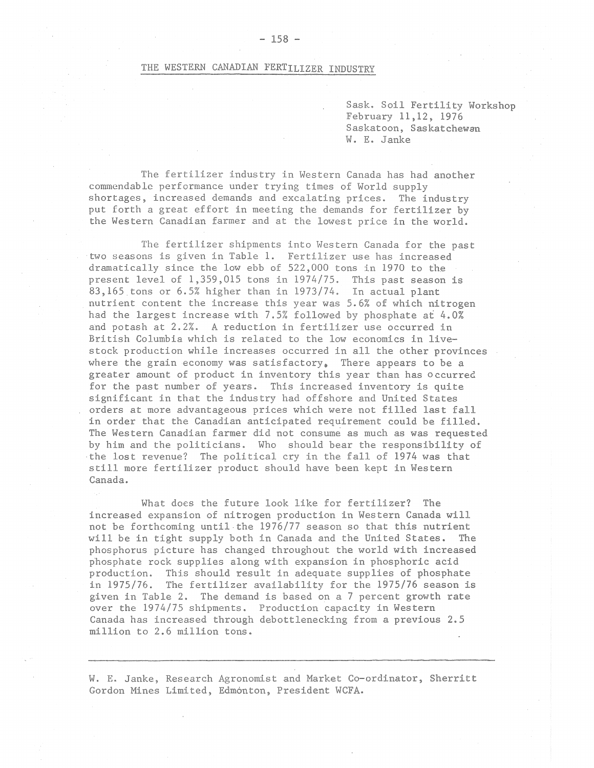# THE WESTERN CANADIAN FERTILIZER INDUSTRY

Sask. Soil Fertility Workshop
February 11,12, 1976
Saskatoon, Saskatchewan
W. E. Janke

The fertilizer industry in Western Canada has had another commendable performance under trying times of World supply shortages, increased demands and excalating prices. The industry put forth a great effort in meeting the demands for fertilizer by the Western Canadian farmer and at the lowest price in the world.

The fertilizer shipments into Western Canada for the past two seasons is given in Table 1. Fertilizer use has increased dramatically since the low ebb of 522,000 tons in 1970 to the present level of 1,359,015 tons in 1974/75. This past season is 83,165 tons or 6.5% higher than in 1973/74. In actual plant nutrient content the increase this year was 5.6% of which nitrogen had the largest increase with 7.5% followed by phosphate at 4.0% and potash at 2.2%. A reduction in fertilizer use occurred in British Columbia which is related to the low economics in livestock production while increases occurred in all the other provinces where the grain economy was satisfactory. There appears to be a greater amount of product in inventory this year than has occurred for the past number of years. This increased inventory is quite significant in that the industry had offshore and United States orders at more advantageous prices which were not filled last fall in order that the Canadian anticipated requirement could be filled. The Western Canadian farmer did not consume as much as was requested by him and the politicians. Who should bear the responsibility of the lost revenue? The political cry in the fall of 1974 was that still more fertilizer product should have been kept in Western Canada.

What does the future look like for fertilizer? The increased expansion of nitrogen production in Western Canada will not be forthcoming until the 1976/77 season so that this nutrient will be in tight supply both in Canada and the United States. The phosphorus picture has changed throughout the world with increased phosphate rock supplies along with expansion in phosphoric acid production. This should result in adequate supplies of phosphate in 1975/76. The fertilizer availability for the 1975/76 season is given in Table 2. The demand is based on a 7 percent growth rate over the 1974/75 shipments. Production capacity in Western Canada has increased through debottlenecking from a previous 2.5 million to 2.6 million tons.

---

W. E. Janke, Research Agronomist and Market Co-ordinator, Sherritt Gordon Mines Limited, Edmonton, President WCFA.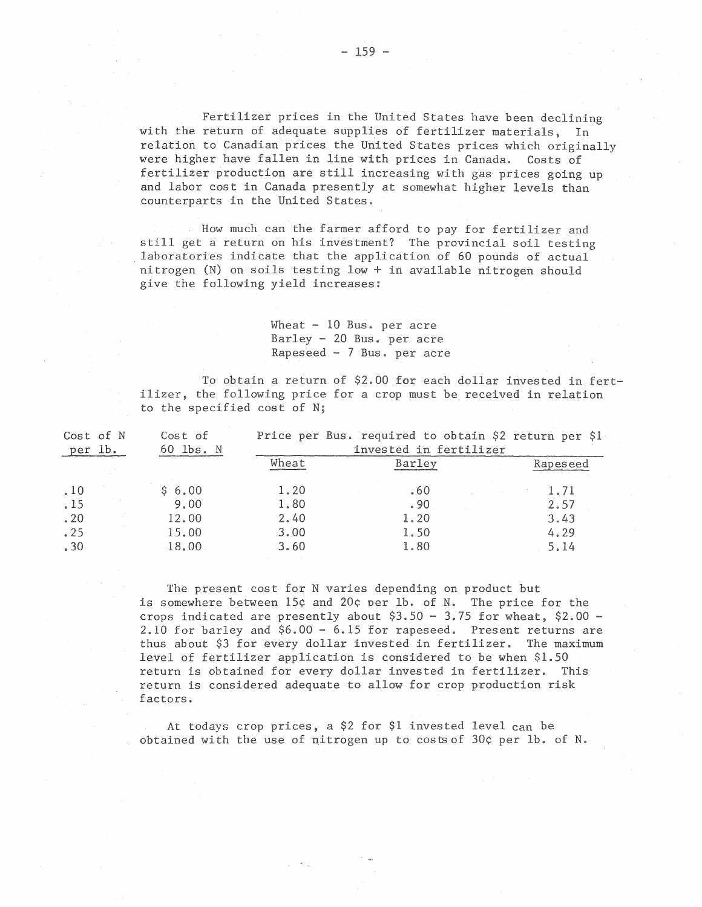Fertilizer prices in the United States have been declining with the return of adequate supplies of fertilizer materials, In relation to Canadian prices the United States prices which originally were higher have fallen in line with prices in Canada. Costs of fertilizer production are still increasing with gas prices going up and labor cost in Canada presently at somewhat higher levels than counterparts in the United States.

How much can the farmer afford to pay for fertilizer and still get a return on his investment? The provincial soil testing laboratories indicate that the application of 60 pounds of actual nitrogen (N) on soils testing low + in available nitrogen should give the following yield increases:

Wheat - 10 Bus. per acre
Barley - 20 Bus. per acre
Rapeseed - 7 Bus. per acre

To obtain a return of $2.00 for each dollar invested in fertilizer, the following price for a crop must be received in relation to the specified cost of N;

| Cost of N per lb. | Cost of 60 lbs. N | Price per Bus. required to obtain $2 return per $1 invested in fertilizer | | |
|---|---|---|---|---|
| | | Wheat | Barley | Rapeseed |
| .10 | $ 6.00 | 1.20 | .60 | 1.71 |
| .15 | 9.00 | 1.80 | .90 | 2.57 |
| .20 | 12.00 | 2.40 | 1.20 | 3.43 |
| .25 | 15.00 | 3.00 | 1.50 | 4.29 |
| .30 | 18.00 | 3.60 | 1.80 | 5.14 |

The present cost for N varies depending on product but is somewhere between 15¢ and 20¢ per lb. of N. The price for the crops indicated are presently about $3.50 - 3.75 for wheat, $2.00 - 2.10 for barley and $6.00 - 6.15 for rapeseed. Present returns are thus about $3 for every dollar invested in fertilizer. The maximum level of fertilizer application is considered to be when $1.50 return is obtained for every dollar invested in fertilizer. This return is considered adequate to allow for crop production risk factors.

At todays crop prices, a $2 for $1 invested level can be obtained with the use of nitrogen up to costs of 30¢ per lb. of N.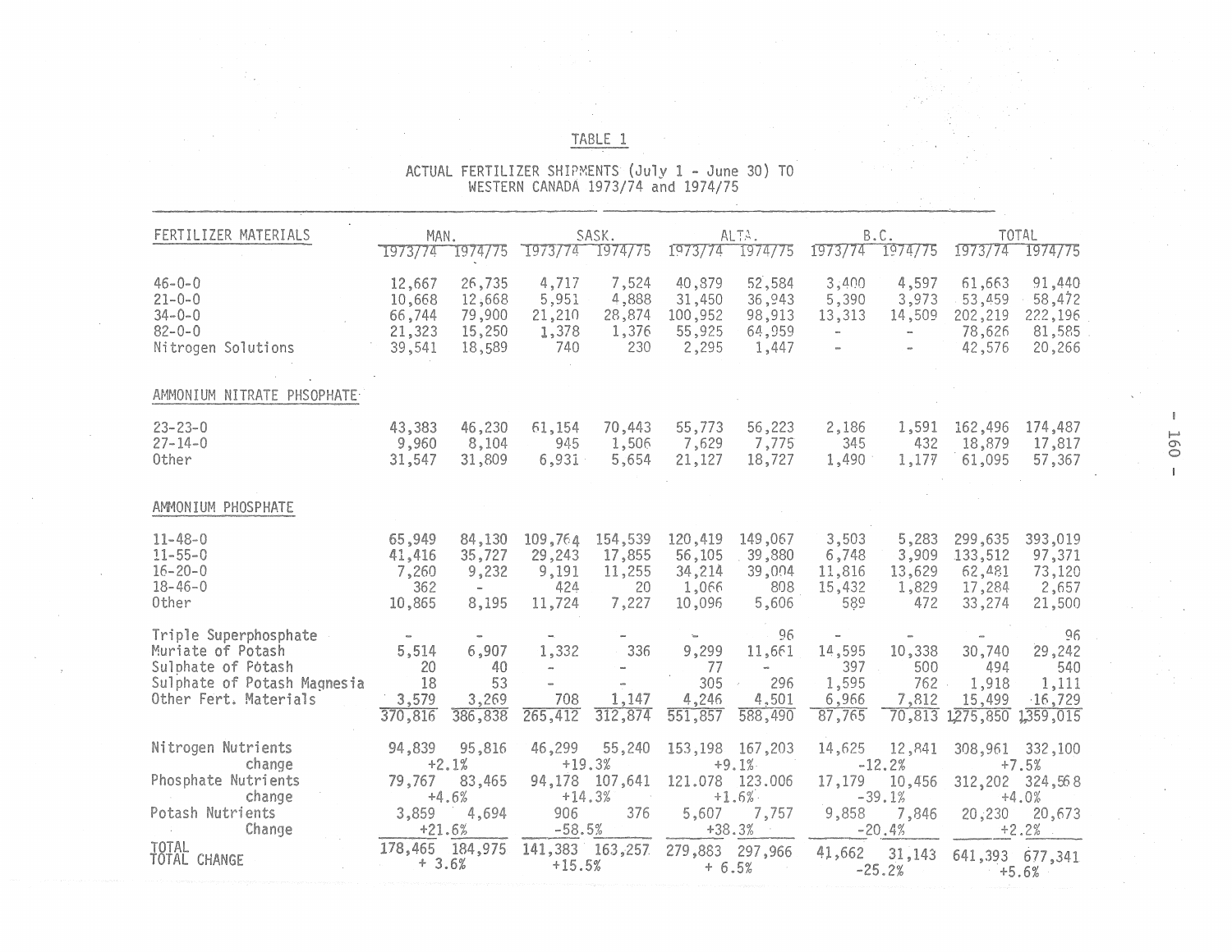TABLE 1

ACTUAL FERTILIZER SHIPMENTS (July 1 - June 30) TO WESTERN CANADA 1973/74 and 1974/75

| FERTILIZER MATERIALS | MAN. | | SASK. | | ALTA. | | B.C. | | TOTAL | |
|---|---|---|---|---|---|---|---|---|---|---|
| | 1973/74 | 1974/75 | 1973/74 | 1974/75 | 1973/74 | 1974/75 | 1973/74 | 1974/75 | 1973/74 | 1974/75 |
| 46-0-0 | 12,667 | 26,735 | 4,717 | 7,524 | 40,879 | 52,584 | 3,400 | 4,597 | 61,663 | 91,440 |
| 21-0-0 | 10,668 | 12,668 | 5,951 | 4,888 | 31,450 | 36,943 | 5,390 | 3,973 | 53,459 | 58,472 |
| 34-0-0 | 66,744 | 79,900 | 21,210 | 28,874 | 100,952 | 98,913 | 13,313 | 14,509 | 202,219 | 222,196 |
| 82-0-0 | 21,323 | 15,250 | 1,378 | 1,376 | 55,925 | 64,959 | - | - | 78,626 | 81,585 |
| Nitrogen Solutions | 39,541 | 18,589 | 740 | 230 | 2,295 | 1,447 | - | - | 42,576 | 20,266 |
| AMMONIUM NITRATE PHSOPHATE | | | | | | | | | | |
| 23-23-0 | 43,383 | 46,230 | 61,154 | 70,443 | 55,773 | 56,223 | 2,186 | 1,591 | 162,496 | 174,487 |
| 27-14-0 | 9,960 | 8,104 | 945 | 1,506 | 7,629 | 7,775 | 345 | 432 | 18,879 | 17,817 |
| Other | 31,547 | 31,809 | 6,931 | 5,654 | 21,127 | 18,727 | 1,490 | 1,177 | 61,095 | 57,367 |
| AMMONIUM PHOSPHATE | | | | | | | | | | |
| 11-48-0 | 65,949 | 84,130 | 109,764 | 154,539 | 120,419 | 149,067 | 3,503 | 5,283 | 299,635 | 393,019 |
| 11-55-0 | 41,416 | 35,727 | 29,243 | 17,855 | 56,105 | 39,880 | 6,748 | 3,909 | 133,512 | 97,371 |
| 16-20-0 | 7,260 | 9,232 | 9,191 | 11,255 | 34,214 | 39,004 | 11,816 | 13,629 | 62,481 | 73,120 |
| 18-46-0 | 362 | - | 424 | 20 | 1,066 | 808 | 15,432 | 1,829 | 17,284 | 2,657 |
| Other | 10,865 | 8,195 | 11,724 | 7,227 | 10,096 | 5,606 | 589 | 472 | 33,274 | 21,500 |
| Triple Superphosphate | - | - | - | - | - | 96 | - | - | - | 96 |
| Muriate of Potash | 5,514 | 6,907 | 1,332 | 336 | 9,299 | 11,661 | 14,595 | 10,338 | 30,740 | 29,242 |
| Sulphate of Potash | 20 | 40 | - | - | 77 | - | 397 | 500 | 494 | 540 |
| Sulphate of Potash Magnesia | 18 | 53 | - | - | 305 | 296 | 1,595 | 762 | 1,918 | 1,111 |
| Other Fert. Materials | 3,579 | 3,269 | 708 | 1,147 | 4,246 | 4,501 | 6,966 | 7,812 | 15,499 | 16,729 |
| | 370,816 | 386,838 | 265,412 | 312,874 | 551,857 | 588,490 | 87,765 | 70,813 | 1275,850 | 1359,015 |
| Nitrogen Nutrients | 94,839 | 95,816 | 46,299 | 55,240 | 153,198 | 167,203 | 14,625 | 12,841 | 308,961 | 332,100 |
| change | +2.1% | | +19.3% | | +9.1% | | -12.2% | | +7.5% | |
| Phosphate Nutrients | 79,767 | 83,465 | 94,178 | 107,641 | 121.078 | 123.006 | 17,179 | 10,456 | 312,202 | 324,568 |
| change | +4.6% | | +14.3% | | +1.6% | | -39.1% | | +4.0% | |
| Potash Nutrients | 3,859 | 4,694 | 906 | 376 | 5,607 | 7,757 | 9,858 | 7,846 | 20,230 | 20,673 |
| Change | +21.6% | | -58.5% | | +38.3% | | -20.4% | | +2.2% | |
| TOTAL | 178,465 | 184,975 | 141,383 | 163,257 | 279,883 | 297,966 | 41,662 | 31,143 | 641,393 | 677,341 |
| TOTAL CHANGE | + 3.6% | | +15.5% | | + 6.5% | | -25.2% | | +5.6% | |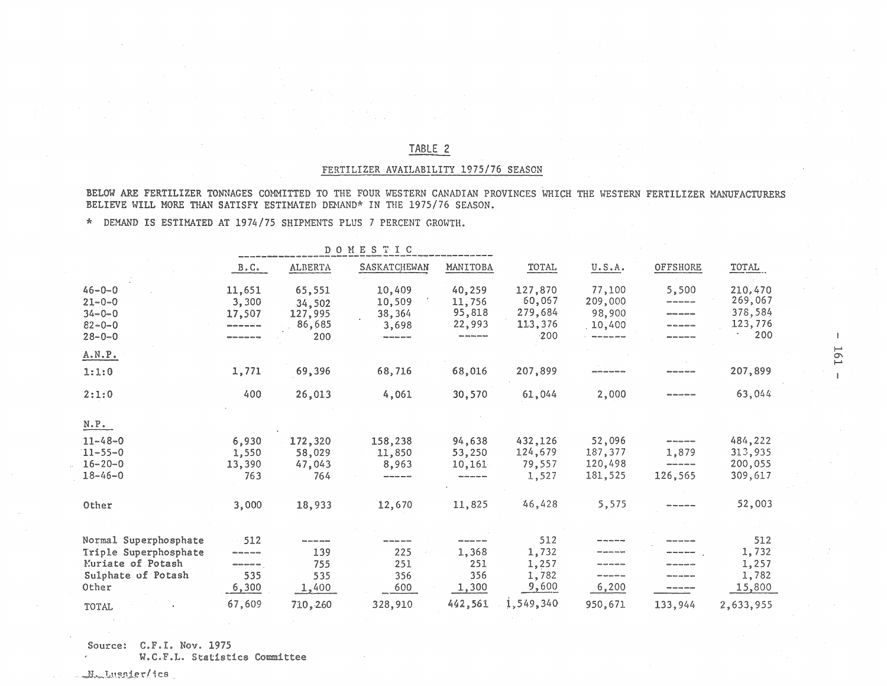## TABLE 2

### FERTILIZER AVAILABILITY 1975/76 SEASON

BELOW ARE FERTILIZER TONNAGES COMMITTED TO THE FOUR WESTERN CANADIAN PROVINCES WHICH THE WESTERN FERTILIZER MANUFACTURERS BELIEVE WILL MORE THAN SATISFY ESTIMATED DEMAND* IN THE 1975/76 SEASON.

\* DEMAND IS ESTIMATED AT 1974/75 SHIPMENTS PLUS 7 PERCENT GROWTH.

| | DOMESTIC | | | | | | | |
|---|---|---|---|---|---|---|---|---|
| | B.C. | ALBERTA | SASKATCHEWAN | MANITOBA | TOTAL | U.S.A. | OFFSHORE | TOTAL |
| 46-0-0 | 11,651 | 65,551 | 10,409 | 40,259 | 127,870 | 77,100 | 5,500 | 210,470 |
| 21-0-0 | 3,300 | 34,502 | 10,509 | 11,756 | 60,067 | 209,000 | ----- | 269,067 |
| 34-0-0 | 17,507 | 127,995 | 38,364 | 95,818 | 279,684 | 98,900 | ----- | 378,584 |
| 82-0-0 | ------ | 86,685 | 3,698 | 22,993 | 113,376 | 10,400 | ----- | 123,776 |
| 28-0-0 | ------ | 200 | ----- | ----- | 200 | ------ | ----- | 200 |
| A.N.P. | | | | | | | | |
| 1:1:0 | 1,771 | 69,396 | 68,716 | 68,016 | 207,899 | ------ | ----- | 207,899 |
| 2:1:0 | 400 | 26,013 | 4,061 | 30,570 | 61,044 | 2,000 | ----- | 63,044 |
| N.P. | | | | | | | | |
| 11-48-0 | 6,930 | 172,320 | 158,238 | 94,638 | 432,126 | 52,096 | ----- | 484,222 |
| 11-55-0 | 1,550 | 58,029 | 11,850 | 53,250 | 124,679 | 187,377 | 1,879 | 313,935 |
| 16-20-0 | 13,390 | 47,043 | 8,963 | 10,161 | 79,557 | 120,498 | ----- | 200,055 |
| 18-46-0 | 763 | 764 | ----- | ----- | 1,527 | 181,525 | 126,565 | 309,617 |
| Other | 3,000 | 18,933 | 12,670 | 11,825 | 46,428 | 5,575 | ----- | 52,003 |
| Normal Superphosphate | 512 | ----- | ----- | ----- | 512 | ----- | ----- | 512 |
| Triple Superphosphate | ----- | 139 | 225 | 1,368 | 1,732 | ----- | ----- | 1,732 |
| Muriate of Potash | ----- | 755 | 251 | 251 | 1,257 | ----- | ----- | 1,257 |
| Sulphate of Potash | 535 | 535 | 356 | 356 | 1,782 | ----- | ----- | 1,782 |
| Other | 6,300 | 1,400 | 600 | 1,300 | 9,600 | 6,200 | ----- | 15,800 |
| TOTAL | 67,609 | 710,260 | 328,910 | 442,561 | 1,549,340 | 950,671 | 133,944 | 2,633,955 |

Source: C.F.I. Nov. 1975
W.C.F.L. Statistics Committee

N. Lussier/ics